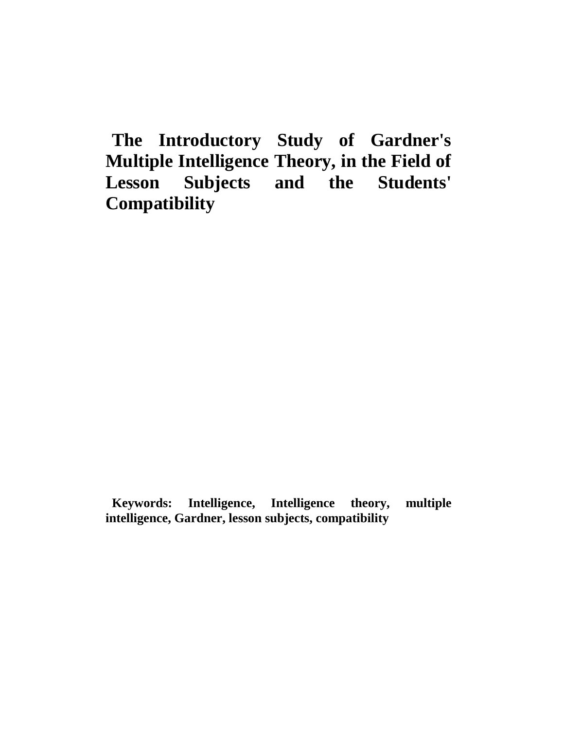# The Introductory Study of Gardner's Multiple Intelligence Theory, in the Field of Lesson Subjects and the Students' Compatibility

**Keywords: Intelligence, Intelligence theory, multiple intelligence, Gardner, lesson subjects, compatibility**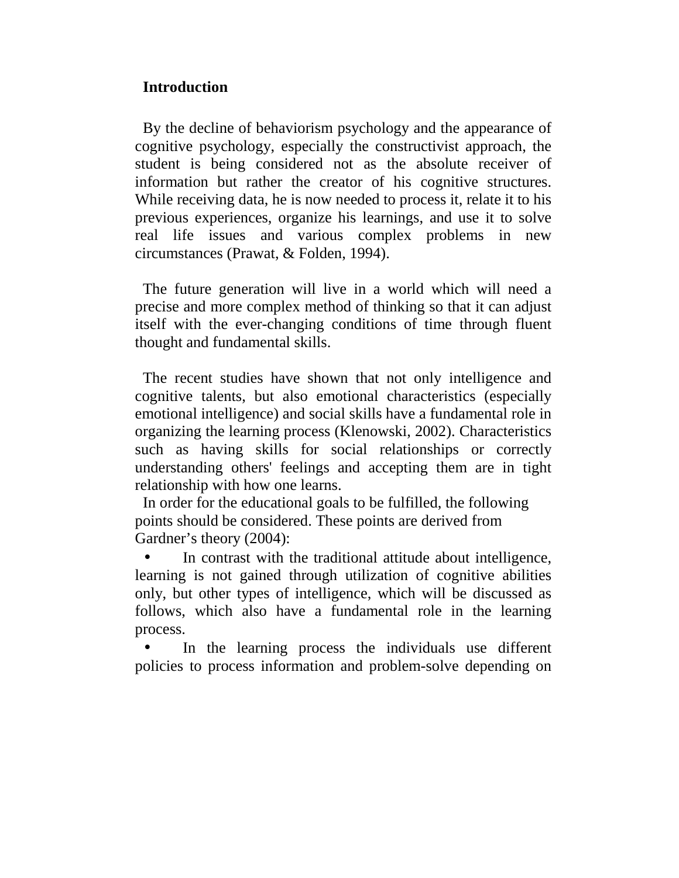## Introduction

By the decline of behaviorism psychology and the appearance of cognitive psychology, especially the constructivist approach, the student is being considered not as the absolute receiver of information but rather the creator of his cognitive structures. While receiving data, he is now needed to process it, relate it to his previous experiences, organize his learnings, and use it to solve real life issues and various complex problems in new circumstances (Prawat, & Folden, 1994).

The future generation will live in a world which will need a precise and more complex method of thinking so that it can adjust itself with the ever-changing conditions of time through fluent thought and fundamental skills.

The recent studies have shown that not only intelligence and cognitive talents, but also emotional characteristics (especially emotional intelligence) and social skills have a fundamental role in organizing the learning process (Klenowski, 2002). Characteristics such as having skills for social relationships or correctly understanding others' feelings and accepting them are in tight relationship with how one learns.

In order for the educational goals to be fulfilled, the following points should be considered. These points are derived from Gardner's theory (2004):

- In contrast with the traditional attitude about intelligence, learning is not gained through utilization of cognitive abilities only, but other types of intelligence, which will be discussed as follows, which also have a fundamental role in the learning process.
- In the learning process the individuals use different policies to process information and problem-solve depending on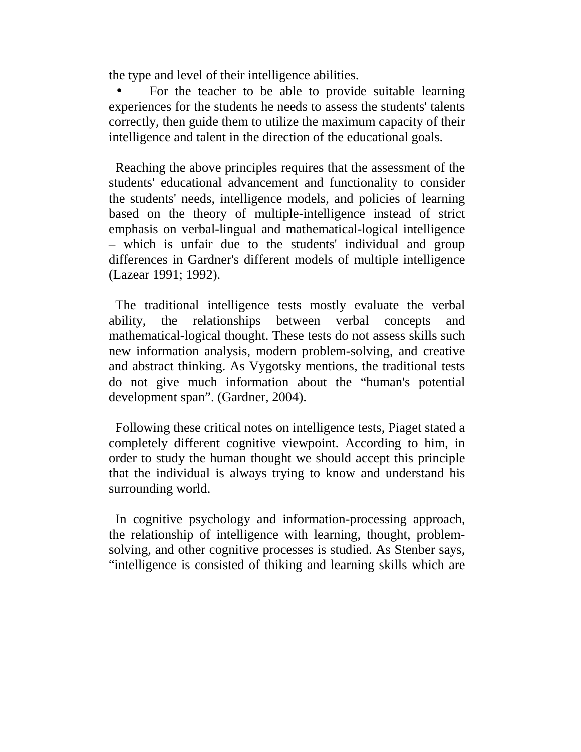the type and level of their intelligence abilities.

- For the teacher to be able to provide suitable learning experiences for the students he needs to assess the students' talents correctly, then guide them to utilize the maximum capacity of their intelligence and talent in the direction of the educational goals.

Reaching the above principles requires that the assessment of the students' educational advancement and functionality to consider the students' needs, intelligence models, and policies of learning based on the theory of multiple-intelligence instead of strict emphasis on verbal-lingual and mathematical-logical intelligence – which is unfair due to the students' individual and group differences in Gardner's different models of multiple intelligence (Lazear 1991; 1992).

The traditional intelligence tests mostly evaluate the verbal ability, the relationships between verbal concepts and mathematical-logical thought. These tests do not assess skills such new information analysis, modern problem-solving, and creative and abstract thinking. As Vygotsky mentions, the traditional tests do not give much information about the "human's potential development span". (Gardner, 2004).

Following these critical notes on intelligence tests, Piaget stated a completely different cognitive viewpoint. According to him, in order to study the human thought we should accept this principle that the individual is always trying to know and understand his surrounding world.

In cognitive psychology and information-processing approach, the relationship of intelligence with learning, thought, problem-solving, and other cognitive processes is studied. As Stenber says, "intelligence is consisted of thiking and learning skills which are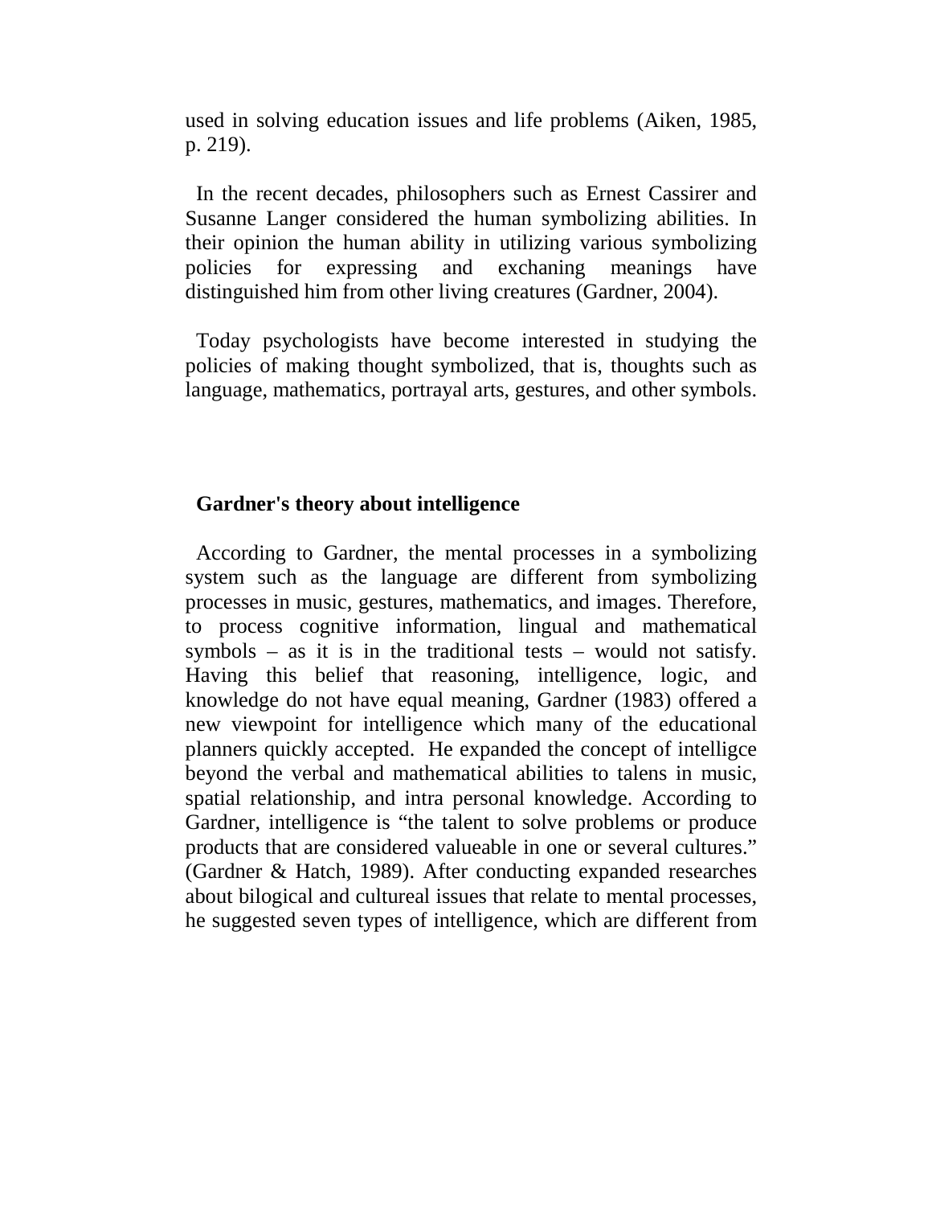used in solving education issues and life problems (Aiken, 1985, p. 219).

In the recent decades, philosophers such as Ernest Cassirer and Susanne Langer considered the human symbolizing abilities. In their opinion the human ability in utilizing various symbolizing policies for expressing and exchaning meanings have distinguished him from other living creatures (Gardner, 2004).

Today psychologists have become interested in studying the policies of making thought symbolized, that is, thoughts such as language, mathematics, portrayal arts, gestures, and other symbols.

## Gardner's theory about intelligence

According to Gardner, the mental processes in a symbolizing system such as the language are different from symbolizing processes in music, gestures, mathematics, and images. Therefore, to process cognitive information, lingual and mathematical symbols – as it is in the traditional tests – would not satisfy. Having this belief that reasoning, intelligence, logic, and knowledge do not have equal meaning, Gardner (1983) offered a new viewpoint for intelligence which many of the educational planners quickly accepted. He expanded the concept of intelligce beyond the verbal and mathematical abilities to talens in music, spatial relationship, and intra personal knowledge. According to Gardner, intelligence is "the talent to solve problems or produce products that are considered valueable in one or several cultures." (Gardner & Hatch, 1989). After conducting expanded researches about bilogical and cultureal issues that relate to mental processes, he suggested seven types of intelligence, which are different from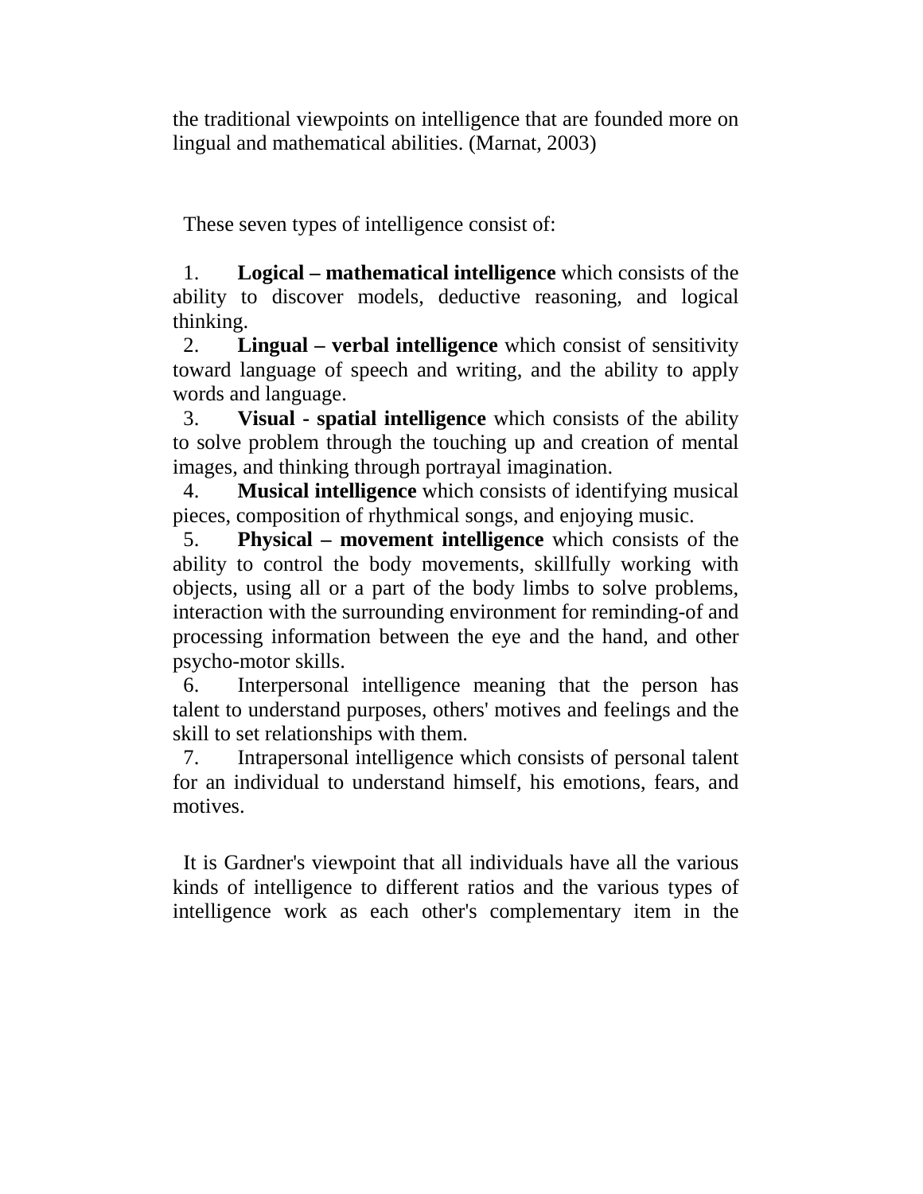the traditional viewpoints on intelligence that are founded more on lingual and mathematical abilities. (Marnat, 2003)

These seven types of intelligence consist of:

1. **Logical – mathematical intelligence** which consists of the ability to discover models, deductive reasoning, and logical thinking.
2. **Lingual – verbal intelligence** which consist of sensitivity toward language of speech and writing, and the ability to apply words and language.
3. **Visual - spatial intelligence** which consists of the ability to solve problem through the touching up and creation of mental images, and thinking through portrayal imagination.
4. **Musical intelligence** which consists of identifying musical pieces, composition of rhythmical songs, and enjoying music.
5. **Physical – movement intelligence** which consists of the ability to control the body movements, skillfully working with objects, using all or a part of the body limbs to solve problems, interaction with the surrounding environment for reminding-of and processing information between the eye and the hand, and other psycho-motor skills.
6. Interpersonal intelligence meaning that the person has talent to understand purposes, others' motives and feelings and the skill to set relationships with them.
7. Intrapersonal intelligence which consists of personal talent for an individual to understand himself, his emotions, fears, and motives.

It is Gardner's viewpoint that all individuals have all the various kinds of intelligence to different ratios and the various types of intelligence work as each other's complementary item in the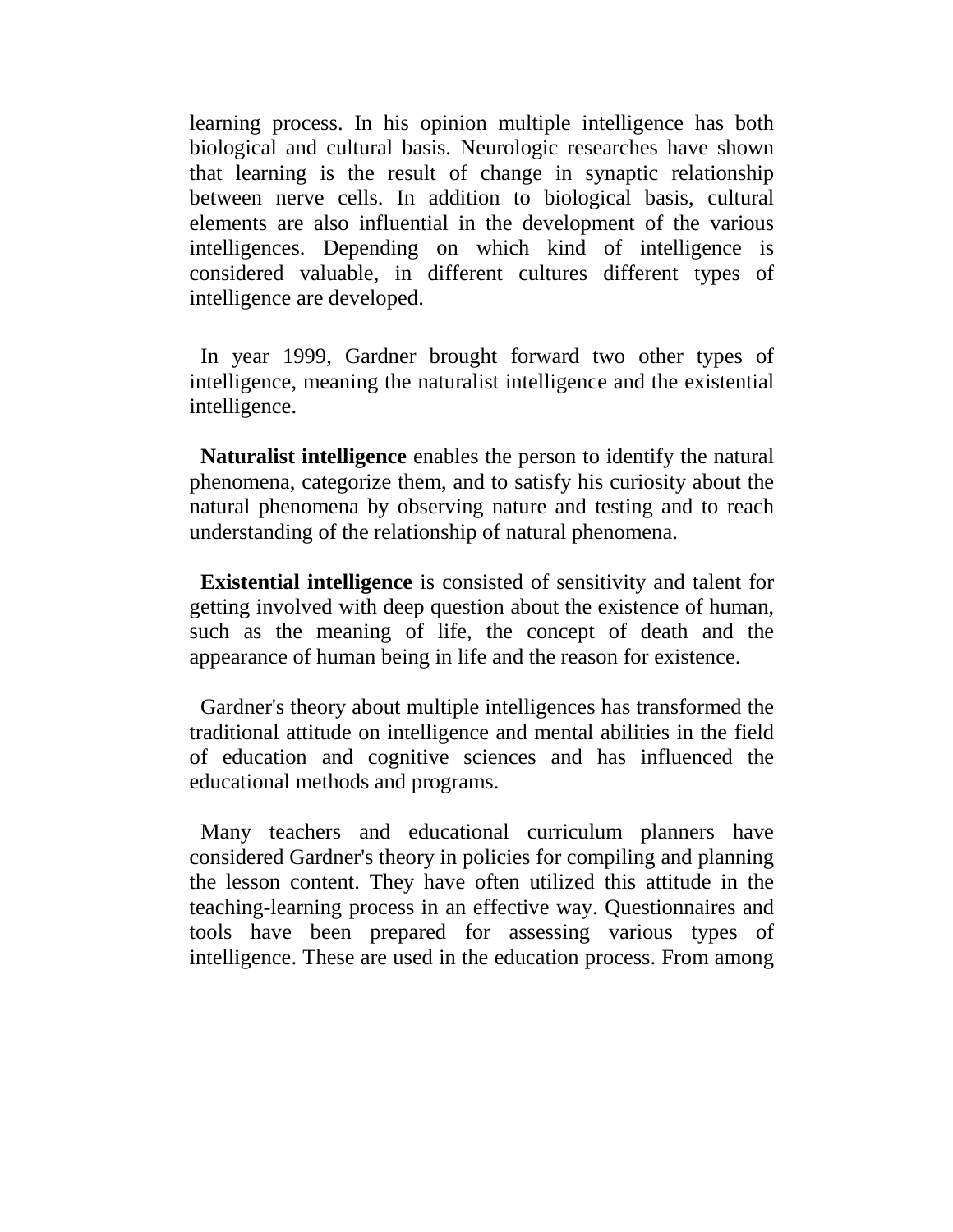learning process. In his opinion multiple intelligence has both biological and cultural basis. Neurologic researches have shown that learning is the result of change in synaptic relationship between nerve cells. In addition to biological basis, cultural elements are also influential in the development of the various intelligences. Depending on which kind of intelligence is considered valuable, in different cultures different types of intelligence are developed.

In year 1999, Gardner brought forward two other types of intelligence, meaning the naturalist intelligence and the existential intelligence.

**Naturalist intelligence** enables the person to identify the natural phenomena, categorize them, and to satisfy his curiosity about the natural phenomena by observing nature and testing and to reach understanding of the relationship of natural phenomena.

**Existential intelligence** is consisted of sensitivity and talent for getting involved with deep question about the existence of human, such as the meaning of life, the concept of death and the appearance of human being in life and the reason for existence.

Gardner's theory about multiple intelligences has transformed the traditional attitude on intelligence and mental abilities in the field of education and cognitive sciences and has influenced the educational methods and programs.

Many teachers and educational curriculum planners have considered Gardner's theory in policies for compiling and planning the lesson content. They have often utilized this attitude in the teaching-learning process in an effective way. Questionnaires and tools have been prepared for assessing various types of intelligence. These are used in the education process. From among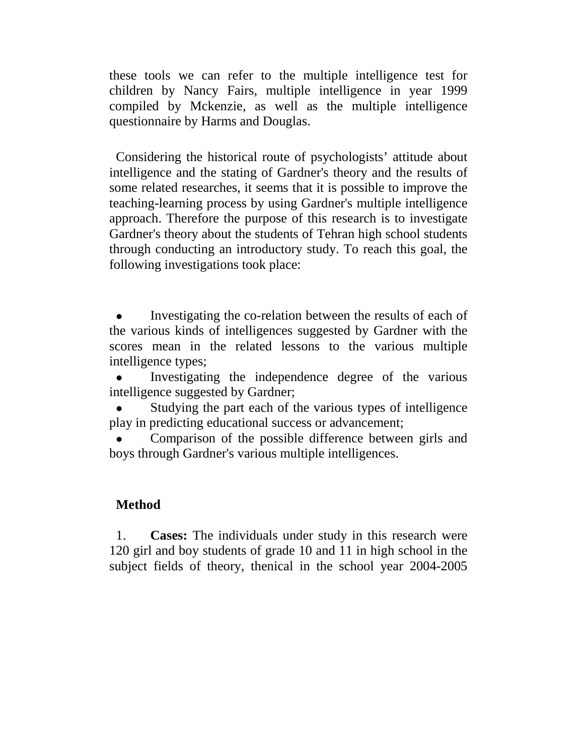these tools we can refer to the multiple intelligence test for children by Nancy Fairs, multiple intelligence in year 1999 compiled by Mckenzie, as well as the multiple intelligence questionnaire by Harms and Douglas.

Considering the historical route of psychologists' attitude about intelligence and the stating of Gardner's theory and the results of some related researches, it seems that it is possible to improve the teaching-learning process by using Gardner's multiple intelligence approach. Therefore the purpose of this research is to investigate Gardner's theory about the students of Tehran high school students through conducting an introductory study. To reach this goal, the following investigations took place:

- Investigating the co-relation between the results of each of the various kinds of intelligences suggested by Gardner with the scores mean in the related lessons to the various multiple intelligence types;
- Investigating the independence degree of the various intelligence suggested by Gardner;
- Studying the part each of the various types of intelligence play in predicting educational success or advancement;
- Comparison of the possible difference between girls and boys through Gardner's various multiple intelligences.

## Method

1. **Cases:** The individuals under study in this research were 120 girl and boy students of grade 10 and 11 in high school in the subject fields of theory, thenical in the school year 2004-2005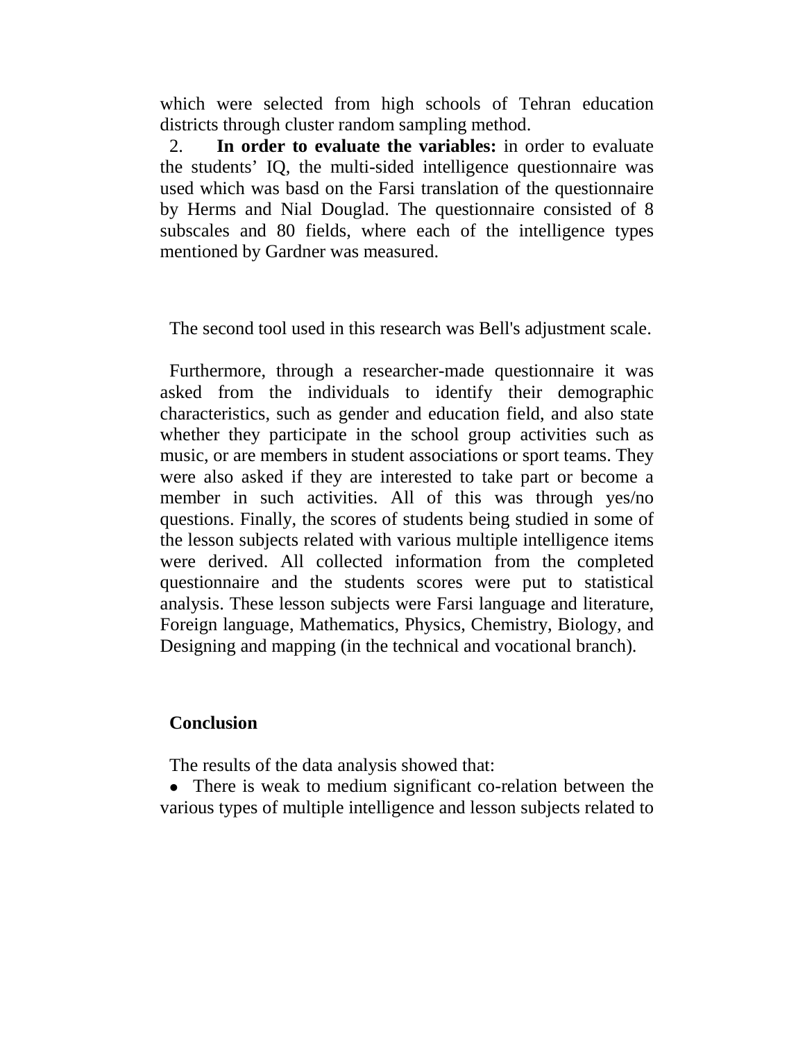which were selected from high schools of Tehran education districts through cluster random sampling method.

2. **In order to evaluate the variables:** in order to evaluate the students' IQ, the multi-sided intelligence questionnaire was used which was basd on the Farsi translation of the questionnaire by Herms and Nial Douglad. The questionnaire consisted of 8 subscales and 80 fields, where each of the intelligence types mentioned by Gardner was measured.

The second tool used in this research was Bell's adjustment scale.

Furthermore, through a researcher-made questionnaire it was asked from the individuals to identify their demographic characteristics, such as gender and education field, and also state whether they participate in the school group activities such as music, or are members in student associations or sport teams. They were also asked if they are interested to take part or become a member in such activities. All of this was through yes/no questions. Finally, the scores of students being studied in some of the lesson subjects related with various multiple intelligence items were derived. All collected information from the completed questionnaire and the students scores were put to statistical analysis. These lesson subjects were Farsi language and literature, Foreign language, Mathematics, Physics, Chemistry, Biology, and Designing and mapping (in the technical and vocational branch).

## Conclusion

The results of the data analysis showed that:

- There is weak to medium significant co-relation between the various types of multiple intelligence and lesson subjects related to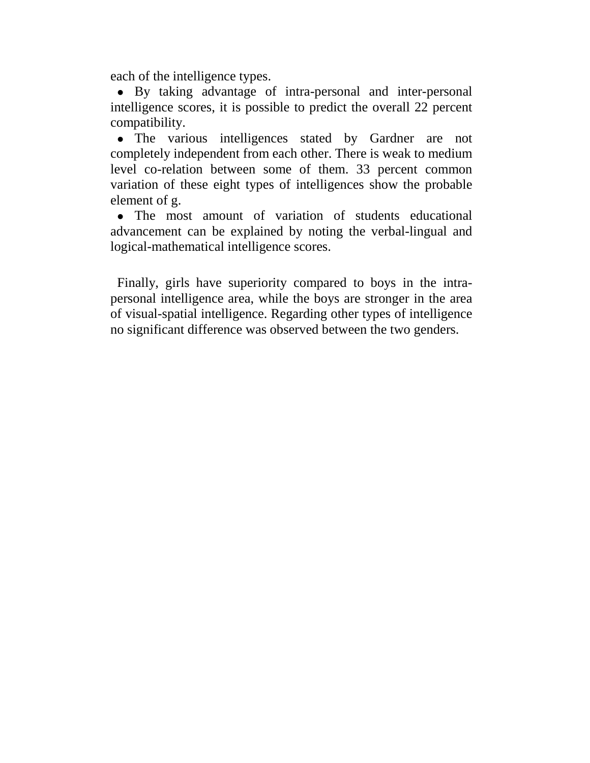each of the intelligence types.

- By taking advantage of intra-personal and inter-personal intelligence scores, it is possible to predict the overall 22 percent compatibility.
- The various intelligences stated by Gardner are not completely independent from each other. There is weak to medium level co-relation between some of them. 33 percent common variation of these eight types of intelligences show the probable element of g.
- The most amount of variation of students educational advancement can be explained by noting the verbal-lingual and logical-mathematical intelligence scores.

Finally, girls have superiority compared to boys in the intra-personal intelligence area, while the boys are stronger in the area of visual-spatial intelligence. Regarding other types of intelligence no significant difference was observed between the two genders.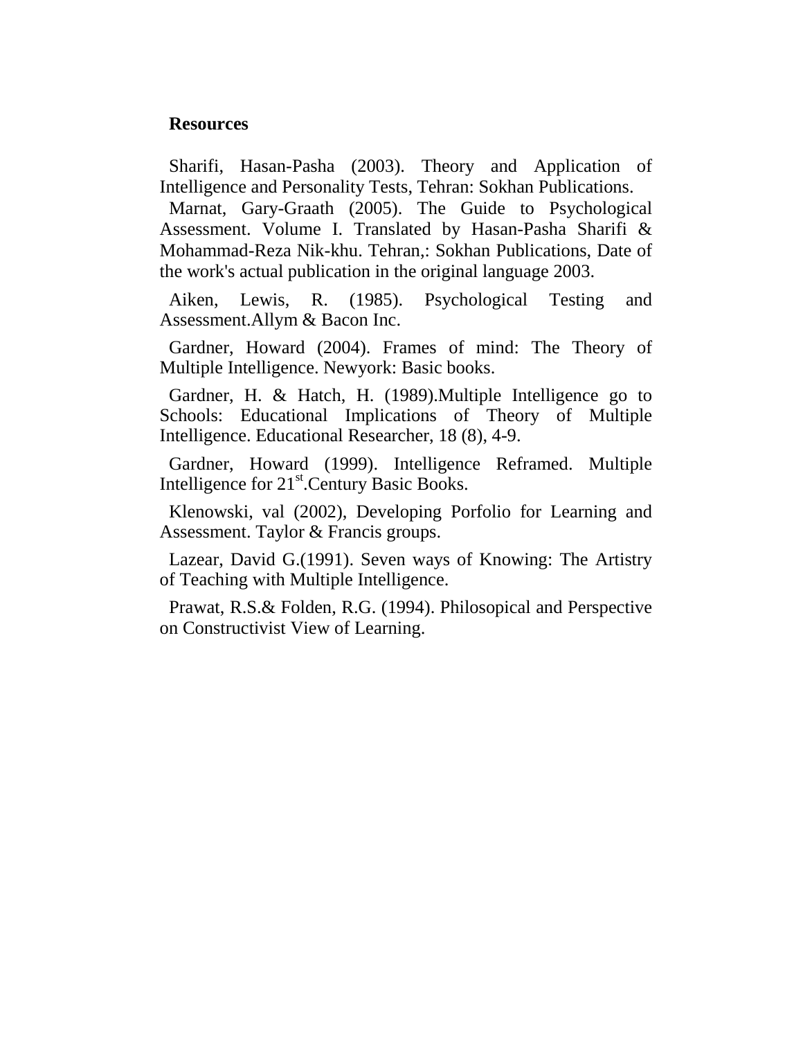## Resources

Sharifi, Hasan-Pasha (2003). Theory and Application of Intelligence and Personality Tests, Tehran: Sokhan Publications.

Marnat, Gary-Graath (2005). The Guide to Psychological Assessment. Volume I. Translated by Hasan-Pasha Sharifi & Mohammad-Reza Nik-khu. Tehran,: Sokhan Publications, Date of the work's actual publication in the original language 2003.

Aiken, Lewis, R. (1985). Psychological Testing and Assessment.Allym & Bacon Inc.

Gardner, Howard (2004). Frames of mind: The Theory of Multiple Intelligence. Newyork: Basic books.

Gardner, H. & Hatch, H. (1989).Multiple Intelligence go to Schools: Educational Implications of Theory of Multiple Intelligence. Educational Researcher, 18 (8), 4-9.

Gardner, Howard (1999). Intelligence Reframed. Multiple Intelligence for 21st.Century Basic Books.

Klenowski, val (2002), Developing Porfolio for Learning and Assessment. Taylor & Francis groups.

Lazear, David G.(1991). Seven ways of Knowing: The Artistry of Teaching with Multiple Intelligence.

Prawat, R.S.& Folden, R.G. (1994). Philosopical and Perspective on Constructivist View of Learning.